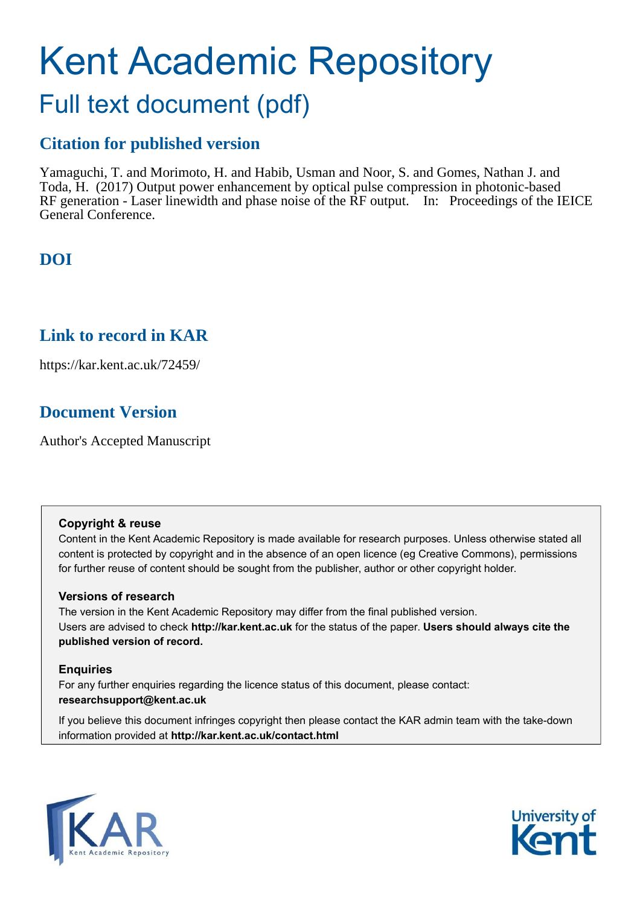# Kent Academic Repository

## Full text document (pdf)

### Citation for published version

Yamaguchi, T. and Morimoto, H. and Habib, Usman and Noor, S. and Gomes, Nathan J. and Toda, H. (2017) Output power enhancement by optical pulse compression in photonic-based RF generation - Laser linewidth and phase noise of the RF output. In: Proceedings of the IEICE General Conference.

### DOI

### Link to record in KAR

https://kar.kent.ac.uk/72459/

### Document Version

Author's Accepted Manuscript

**Copyright & reuse**

Content in the Kent Academic Repository is made available for research purposes. Unless otherwise stated all content is protected by copyright and in the absence of an open licence (eg Creative Commons), permissions for further reuse of content should be sought from the publisher, author or other copyright holder.

**Versions of research**

The version in the Kent Academic Repository may differ from the final published version. Users are advised to check **http://kar.kent.ac.uk** for the status of the paper. **Users should always cite the published version of record.**

**Enquiries**

For any further enquiries regarding the licence status of this document, please contact: **researchsupport@kent.ac.uk**

If you believe this document infringes copyright then please contact the KAR admin team with the take-down information provided at **http://kar.kent.ac.uk/contact.html**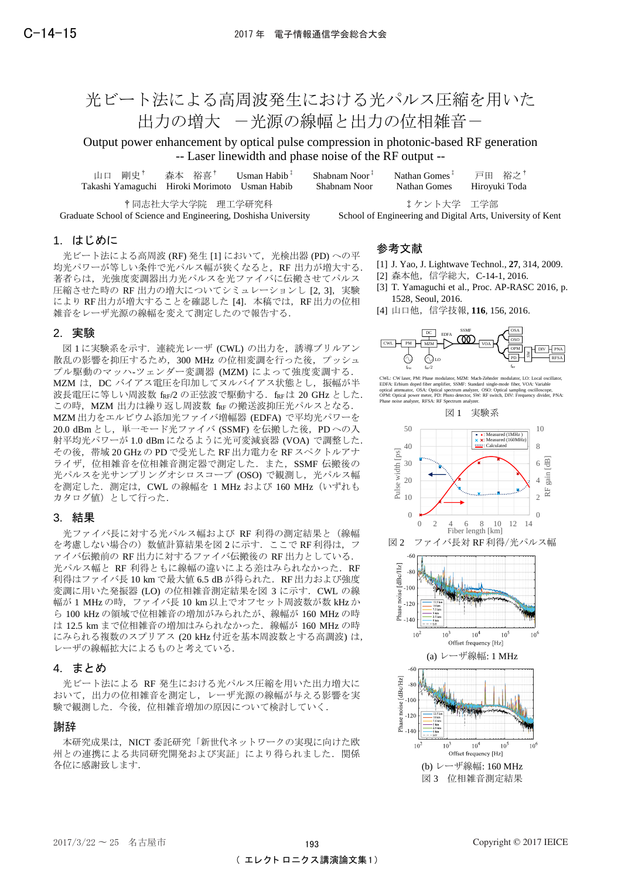# 光ビート法による高周波発生における光パルス圧縮を用いた出力の増大　－光源の線幅と出力の位相雑音－

Output power enhancement by optical pulse compression in photonic-based RF generation
-- Laser linewidth and phase noise of the RF output --

山口　剛史[†]　森本　裕喜[†]　Usman Habib[‡]　Shabnam Noor[‡]　Nathan Gomes[‡]　戸田　裕之[†]

Takashi Yamaguchi　Hiroki Morimoto　Usman Habib　Shabnam Noor　Nathan Gomes　Hiroyuki Toda

[†]同志社大学大学院　理工学研究科
Graduate School of Science and Engineering, Doshisha University

[‡]ケント大学　工学部
School of Engineering and Digital Arts, University of Kent

## 1. はじめに

光ビート法による高周波 (RF) 発生 [1] において，光検出器 (PD) への平均光パワーが等しい条件で光パルス幅が狭くなると，RF 出力が増大する．著者らは，光強度変調器出力光パルスを光ファイバに伝搬させてパルス圧縮させた時の RF 出力の増大についてシミュレーションし [2, 3]，実験により RF 出力が増大することを確認した [4]．本稿では，RF 出力の位相雑音をレーザ光源の線幅を変えて測定したので報告する．

## 2. 実験

図 1 に実験系を示す．連続光レーザ (CWL) の出力を，誘導ブリルアン散乱の影響を抑圧するため，300 MHz の位相変調を行った後，プッシュプル駆動のマッハ-ツェンダー変調器 (MZM) によって強度変調する．MZM は，DC バイアス電圧を印加してヌルバイアス状態とし，振幅が半波長電圧に等しい周波数 $f_{RF}/2$ の正弦波で駆動する．$f_{RF}$ は 20 GHz とした．この時，MZM 出力は繰り返し周波数 $f_{RF}$ の搬送波抑圧光パルスとなる．MZM 出力をエルビウム添加光ファイバ増幅器 (EDFA) で平均光パワーを 20.0 dBm とし，単一モード光ファイバ (SSMF) を伝搬させ，PD への入射平均光パワーが 1.0 dBm になるように光可変減衰器 (VOA) で調整した．その後，帯域 20 GHz の PD で受光した RF 出力電力を RF スペクトルアナライザ，位相雑音を位相雑音測定器で測定した．また，SSMF 伝搬後の光パルスを光サンプリングオシロスコープ (OSO) で観測し，光パルス幅を測定した．測定は，CWL の線幅を 1 MHz および 160 MHz（いずれもカタログ値）として行った．

## 3. 結果

光ファイバ長に対する光パルス幅および RF 利得の測定結果と（線幅を考慮しない場合の）数値計算結果を図 2 に示す．ここで RF 利得は，ファイバ伝搬前の RF 出力に対するファイバ伝搬後の RF 出力としている．光パルス幅と RF 利得ともに線幅の違いによる差はみられなかった．RF 利得はファイバ長 10 km で最大値 6.5 dB が得られた．RF 出力および強度変調に用いた発振器 (LO) の位相雑音測定結果を図 3 に示す．CWL の線幅が 1 MHz の時，ファイバ長 10 km 以上でオフセット周波数が数 kHz から 100 kHz の領域で位相雑音の増加がみられたが，線幅が 160 MHz の時は 12.5 km まで位相雑音の増加はみられなかった．線幅が 160 MHz の時にみられる複数のスプリアス (20 kHz 付近を基本周波数とする高調波) は，レーザの線幅拡大によるものと考えている．

## 4. まとめ

光ビート法による RF 発生における光パルス圧縮を用いた出力増大において，出力の位相雑音を測定し，レーザ光源の線幅が与える影響を実験で観測した．今後，位相雑音増加の原因について検討していく．

## 謝辞

本研究成果は，NICT 委託研究「新世代ネットワークの実現に向けた欧州との連携による共同研究開発および実証」により得られました．関係各位に感謝致します．

## 参考文献

[1] J. Yao, J. Lightwave Technol., **27**, 314, 2009.
[2] 森本他，信学総大，C-14-1, 2016.
[3] T. Yamaguchi et al., Proc. AP-RASC 2016, p. 1528, Seoul, 2016.
[4] 山口他，信学技報，**116**, 156, 2016.

CWL　PM　DC　MZM　EDFA　SSMF　VOA　OSA　OSO　OPM　PD　SW　DIV　PNA　RFSA
$f_{PM}$　$f_{RF}/2$　LO　$f_{RF}$

CWL: CW laser, PM: Phase modulator, MZM: Mach-Zehnder modulator, LO: Local oscillator, EDFA: Erbium doped fiber amplifier, SSMF: Standard single-mode fiber, VOA: Variable optical attenuator, OSA: Optical spectrum analyzer, OSO: Optical sampling oscilloscope, OPM: Optical power meter, PD: Photo detector, SW: RF switch, DIV: Frequency divider, PNA: Phase noise analyzer, RFSA: RF Spectrum analyzer.

図 1　実験系

Pulse width [ps]
RF gain [dB]
Fiber length [km]
•, •: Measured (1MHz)
×, ×: Measured (160MHz)
……: Calculated
0, 10, 20, 30, 40, 50
0, 2, 4, 6, 8, 10
0, 2, 4, 6, 8, 10, 12, 14

図 2　ファイバ長対 RF 利得/光パルス幅

Phase noise [dBc/Hz]
Offset frequency [Hz]
-60, -80, -100, -120, -140
$10^2$, $10^3$, $10^4$, $10^5$, $10^6$
12.5 km, 10 km, 7.5 km, 5 km, 2.5 km, 0 km, LO

(a) レーザ線幅: 1 MHz

Phase noise [dBc/Hz]
Offset frequency [Hz]
-60, -80, -100, -120, -140
$10^2$, $10^3$, $10^4$, $10^5$, $10^6$
12.5 km, 10 km, 7.5 km, 5 km, 2.5 km, 0 km, LO

(b) レーザ線幅: 160 MHz

図 3　位相雑音測定結果